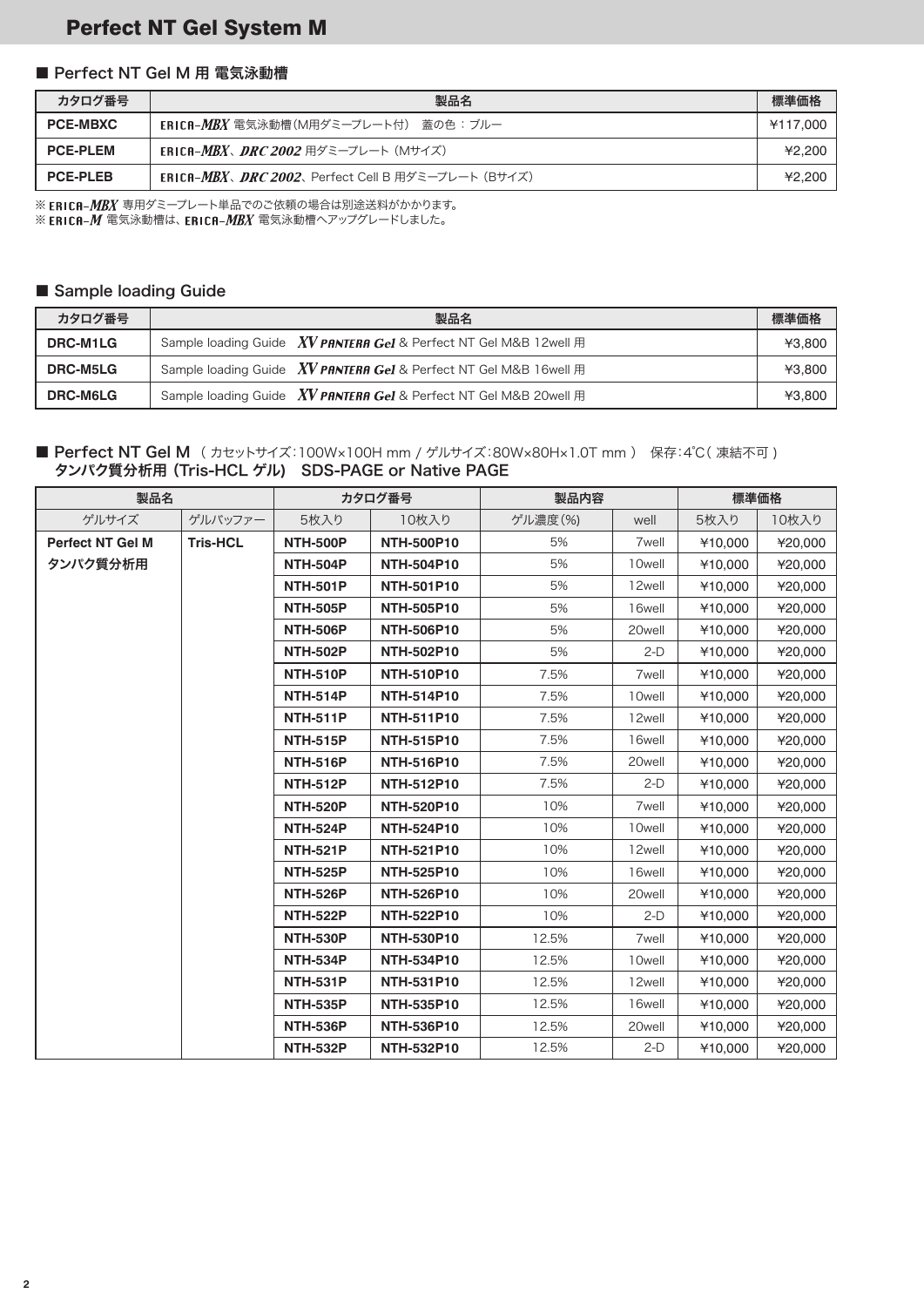# Perfect NT Gel System M

## ■ Perfect NT Gel M 用 電気泳動槽

| カタログ番号 | 製品名 | 標準価格 |
|---|---|---|
| **PCE-MBXC** | ERICA-*MBX* 電気泳動槽(M用ダミープレート付) 蓋の色：ブルー | ¥117,000 |
| **PCE-PLEM** | ERICA-*MBX*、*DRC 2002* 用ダミープレート (Mサイズ) | ¥2,200 |
| **PCE-PLEB** | ERICA-*MBX*、*DRC 2002*、Perfect Cell B 用ダミープレート (Bサイズ) | ¥2,200 |

※ ERICA-*MBX* 専用ダミープレート単品でのご依頼の場合は別途送料がかかります。
※ ERICA-*M* 電気泳動槽は、ERICA-*MBX* 電気泳動槽へアップグレードしました。

## ■ Sample loading Guide

| カタログ番号 | 製品名 | 標準価格 |
|---|---|---|
| **DRC-M1LG** | Sample loading Guide *XV PANTERA Gel* & Perfect NT Gel M&B 12well 用 | ¥3,800 |
| **DRC-M5LG** | Sample loading Guide *XV PANTERA Gel* & Perfect NT Gel M&B 16well 用 | ¥3,800 |
| **DRC-M6LG** | Sample loading Guide *XV PANTERA Gel* & Perfect NT Gel M&B 20well 用 | ¥3,800 |

## ■ Perfect NT Gel M （カセットサイズ：100W×100H mm / ゲルサイズ：80W×80H×1.0T mm） 保存：4℃（凍結不可） タンパク質分析用 (Tris-HCL ゲル) SDS-PAGE or Native PAGE

| 製品名 | | カタログ番号 | | 製品内容 | | 標準価格 | |
|---|---|---|---|---|---|---|---|
| ゲルサイズ | ゲルバッファー | 5枚入り | 10枚入り | ゲル濃度(%) | well | 5枚入り | 10枚入り |
| **Perfect NT Gel M タンパク質分析用** | **Tris-HCL** | **NTH-500P** | **NTH-500P10** | 5% | 7well | ¥10,000 | ¥20,000 |
| | | **NTH-504P** | **NTH-504P10** | 5% | 10well | ¥10,000 | ¥20,000 |
| | | **NTH-501P** | **NTH-501P10** | 5% | 12well | ¥10,000 | ¥20,000 |
| | | **NTH-505P** | **NTH-505P10** | 5% | 16well | ¥10,000 | ¥20,000 |
| | | **NTH-506P** | **NTH-506P10** | 5% | 20well | ¥10,000 | ¥20,000 |
| | | **NTH-502P** | **NTH-502P10** | 5% | 2-D | ¥10,000 | ¥20,000 |
| | | **NTH-510P** | **NTH-510P10** | 7.5% | 7well | ¥10,000 | ¥20,000 |
| | | **NTH-514P** | **NTH-514P10** | 7.5% | 10well | ¥10,000 | ¥20,000 |
| | | **NTH-511P** | **NTH-511P10** | 7.5% | 12well | ¥10,000 | ¥20,000 |
| | | **NTH-515P** | **NTH-515P10** | 7.5% | 16well | ¥10,000 | ¥20,000 |
| | | **NTH-516P** | **NTH-516P10** | 7.5% | 20well | ¥10,000 | ¥20,000 |
| | | **NTH-512P** | **NTH-512P10** | 7.5% | 2-D | ¥10,000 | ¥20,000 |
| | | **NTH-520P** | **NTH-520P10** | 10% | 7well | ¥10,000 | ¥20,000 |
| | | **NTH-524P** | **NTH-524P10** | 10% | 10well | ¥10,000 | ¥20,000 |
| | | **NTH-521P** | **NTH-521P10** | 10% | 12well | ¥10,000 | ¥20,000 |
| | | **NTH-525P** | **NTH-525P10** | 10% | 16well | ¥10,000 | ¥20,000 |
| | | **NTH-526P** | **NTH-526P10** | 10% | 20well | ¥10,000 | ¥20,000 |
| | | **NTH-522P** | **NTH-522P10** | 10% | 2-D | ¥10,000 | ¥20,000 |
| | | **NTH-530P** | **NTH-530P10** | 12.5% | 7well | ¥10,000 | ¥20,000 |
| | | **NTH-534P** | **NTH-534P10** | 12.5% | 10well | ¥10,000 | ¥20,000 |
| | | **NTH-531P** | **NTH-531P10** | 12.5% | 12well | ¥10,000 | ¥20,000 |
| | | **NTH-535P** | **NTH-535P10** | 12.5% | 16well | ¥10,000 | ¥20,000 |
| | | **NTH-536P** | **NTH-536P10** | 12.5% | 20well | ¥10,000 | ¥20,000 |
| | | **NTH-532P** | **NTH-532P10** | 12.5% | 2-D | ¥10,000 | ¥20,000 |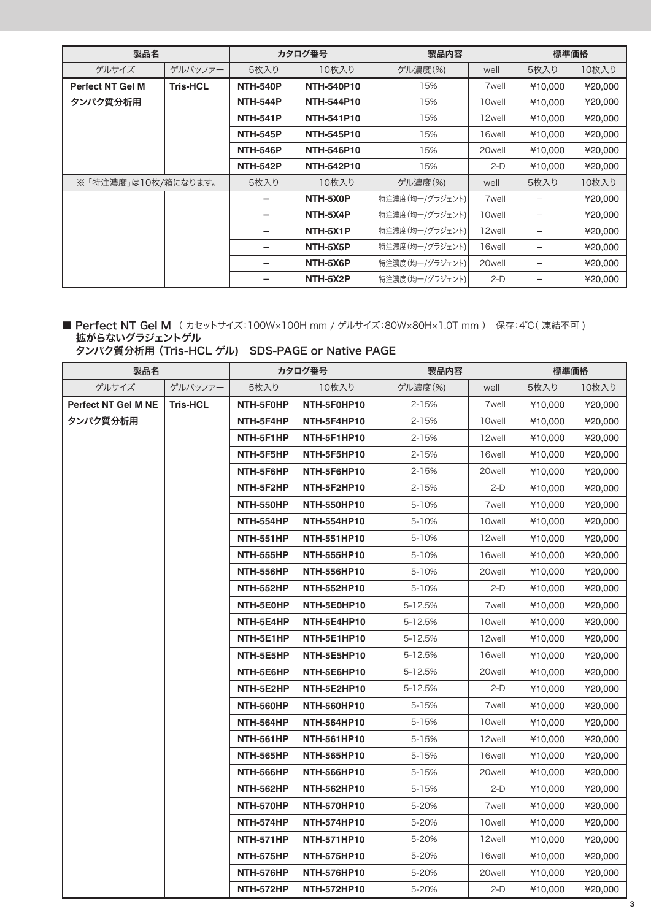| 製品名 | | カタログ番号 | | 製品内容 | | 標準価格 | |
|---|---|---|---|---|---|---|---|
| ゲルサイズ | ゲルバッファー | 5枚入り | 10枚入り | ゲル濃度(%) | well | 5枚入り | 10枚入り |
| **Perfect NT Gel M タンパク質分析用** | **Tris-HCL** | **NTH-540P** | **NTH-540P10** | 15% | 7well | ¥10,000 | ¥20,000 |
| | | **NTH-544P** | **NTH-544P10** | 15% | 10well | ¥10,000 | ¥20,000 |
| | | **NTH-541P** | **NTH-541P10** | 15% | 12well | ¥10,000 | ¥20,000 |
| | | **NTH-545P** | **NTH-545P10** | 15% | 16well | ¥10,000 | ¥20,000 |
| | | **NTH-546P** | **NTH-546P10** | 15% | 20well | ¥10,000 | ¥20,000 |
| | | **NTH-542P** | **NTH-542P10** | 15% | 2-D | ¥10,000 | ¥20,000 |
| ※「特注濃度」は10枚/箱になります。 | | 5枚入り | 10枚入り | ゲル濃度(%) | well | 5枚入り | 10枚入り |
| | | – | **NTH-5X0P** | 特注濃度(均一/グラジェント) | 7well | – | ¥20,000 |
| | | – | **NTH-5X4P** | 特注濃度(均一/グラジェント) | 10well | – | ¥20,000 |
| | | – | **NTH-5X1P** | 特注濃度(均一/グラジェント) | 12well | – | ¥20,000 |
| | | – | **NTH-5X5P** | 特注濃度(均一/グラジェント) | 16well | – | ¥20,000 |
| | | – | **NTH-5X6P** | 特注濃度(均一/グラジェント) | 20well | – | ¥20,000 |
| | | – | **NTH-5X2P** | 特注濃度(均一/グラジェント) | 2-D | – | ¥20,000 |

■ **Perfect NT Gel M** （カセットサイズ：100W×100H mm / ゲルサイズ：80W×80H×1.0T mm） 保存：4℃（凍結不可）
**拡がらないグラジェントゲル**
**タンパク質分析用 (Tris-HCL ゲル)　SDS-PAGE or Native PAGE**

| 製品名 | | カタログ番号 | | 製品内容 | | 標準価格 | |
|---|---|---|---|---|---|---|---|
| ゲルサイズ | ゲルバッファー | 5枚入り | 10枚入り | ゲル濃度(%) | well | 5枚入り | 10枚入り |
| **Perfect NT Gel M NE タンパク質分析用** | **Tris-HCL** | **NTH-5F0HP** | **NTH-5F0HP10** | 2-15% | 7well | ¥10,000 | ¥20,000 |
| | | **NTH-5F4HP** | **NTH-5F4HP10** | 2-15% | 10well | ¥10,000 | ¥20,000 |
| | | **NTH-5F1HP** | **NTH-5F1HP10** | 2-15% | 12well | ¥10,000 | ¥20,000 |
| | | **NTH-5F5HP** | **NTH-5F5HP10** | 2-15% | 16well | ¥10,000 | ¥20,000 |
| | | **NTH-5F6HP** | **NTH-5F6HP10** | 2-15% | 20well | ¥10,000 | ¥20,000 |
| | | **NTH-5F2HP** | **NTH-5F2HP10** | 2-15% | 2-D | ¥10,000 | ¥20,000 |
| | | **NTH-550HP** | **NTH-550HP10** | 5-10% | 7well | ¥10,000 | ¥20,000 |
| | | **NTH-554HP** | **NTH-554HP10** | 5-10% | 10well | ¥10,000 | ¥20,000 |
| | | **NTH-551HP** | **NTH-551HP10** | 5-10% | 12well | ¥10,000 | ¥20,000 |
| | | **NTH-555HP** | **NTH-555HP10** | 5-10% | 16well | ¥10,000 | ¥20,000 |
| | | **NTH-556HP** | **NTH-556HP10** | 5-10% | 20well | ¥10,000 | ¥20,000 |
| | | **NTH-552HP** | **NTH-552HP10** | 5-10% | 2-D | ¥10,000 | ¥20,000 |
| | | **NTH-5E0HP** | **NTH-5E0HP10** | 5-12.5% | 7well | ¥10,000 | ¥20,000 |
| | | **NTH-5E4HP** | **NTH-5E4HP10** | 5-12.5% | 10well | ¥10,000 | ¥20,000 |
| | | **NTH-5E1HP** | **NTH-5E1HP10** | 5-12.5% | 12well | ¥10,000 | ¥20,000 |
| | | **NTH-5E5HP** | **NTH-5E5HP10** | 5-12.5% | 16well | ¥10,000 | ¥20,000 |
| | | **NTH-5E6HP** | **NTH-5E6HP10** | 5-12.5% | 20well | ¥10,000 | ¥20,000 |
| | | **NTH-5E2HP** | **NTH-5E2HP10** | 5-12.5% | 2-D | ¥10,000 | ¥20,000 |
| | | **NTH-560HP** | **NTH-560HP10** | 5-15% | 7well | ¥10,000 | ¥20,000 |
| | | **NTH-564HP** | **NTH-564HP10** | 5-15% | 10well | ¥10,000 | ¥20,000 |
| | | **NTH-561HP** | **NTH-561HP10** | 5-15% | 12well | ¥10,000 | ¥20,000 |
| | | **NTH-565HP** | **NTH-565HP10** | 5-15% | 16well | ¥10,000 | ¥20,000 |
| | | **NTH-566HP** | **NTH-566HP10** | 5-15% | 20well | ¥10,000 | ¥20,000 |
| | | **NTH-562HP** | **NTH-562HP10** | 5-15% | 2-D | ¥10,000 | ¥20,000 |
| | | **NTH-570HP** | **NTH-570HP10** | 5-20% | 7well | ¥10,000 | ¥20,000 |
| | | **NTH-574HP** | **NTH-574HP10** | 5-20% | 10well | ¥10,000 | ¥20,000 |
| | | **NTH-571HP** | **NTH-571HP10** | 5-20% | 12well | ¥10,000 | ¥20,000 |
| | | **NTH-575HP** | **NTH-575HP10** | 5-20% | 16well | ¥10,000 | ¥20,000 |
| | | **NTH-576HP** | **NTH-576HP10** | 5-20% | 20well | ¥10,000 | ¥20,000 |
| | | **NTH-572HP** | **NTH-572HP10** | 5-20% | 2-D | ¥10,000 | ¥20,000 |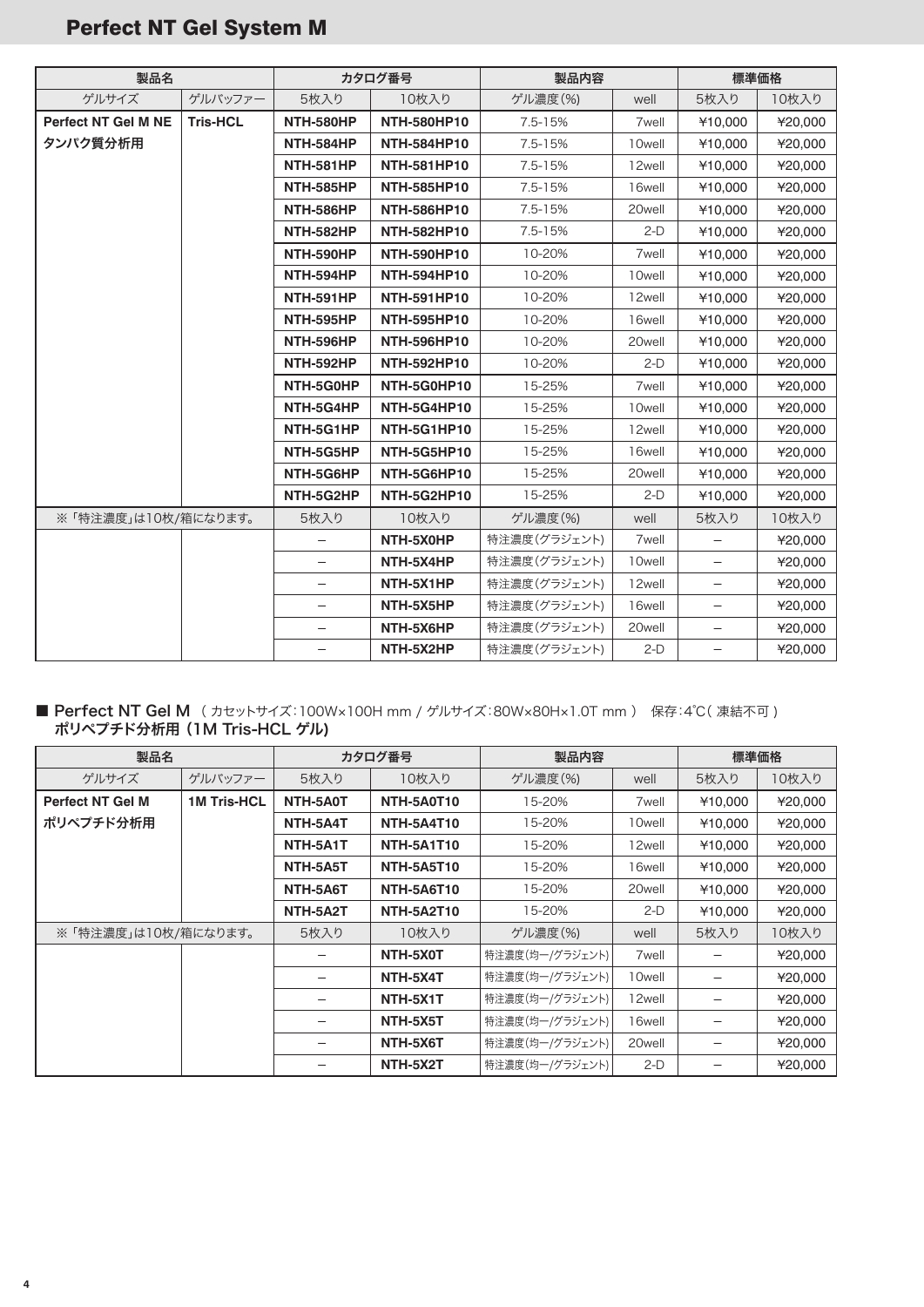# Perfect NT Gel System M

| 製品名 | | カタログ番号 | | 製品内容 | | 標準価格 | |
|---|---|---|---|---|---|---|---|
| ゲルサイズ | ゲルバッファー | 5枚入り | 10枚入り | ゲル濃度(%) | well | 5枚入り | 10枚入り |
| **Perfect NT Gel M NE タンパク質分析用** | **Tris-HCL** | **NTH-580HP** | **NTH-580HP10** | 7.5-15% | 7well | ¥10,000 | ¥20,000 |
| | | **NTH-584HP** | **NTH-584HP10** | 7.5-15% | 10well | ¥10,000 | ¥20,000 |
| | | **NTH-581HP** | **NTH-581HP10** | 7.5-15% | 12well | ¥10,000 | ¥20,000 |
| | | **NTH-585HP** | **NTH-585HP10** | 7.5-15% | 16well | ¥10,000 | ¥20,000 |
| | | **NTH-586HP** | **NTH-586HP10** | 7.5-15% | 20well | ¥10,000 | ¥20,000 |
| | | **NTH-582HP** | **NTH-582HP10** | 7.5-15% | 2-D | ¥10,000 | ¥20,000 |
| | | **NTH-590HP** | **NTH-590HP10** | 10-20% | 7well | ¥10,000 | ¥20,000 |
| | | **NTH-594HP** | **NTH-594HP10** | 10-20% | 10well | ¥10,000 | ¥20,000 |
| | | **NTH-591HP** | **NTH-591HP10** | 10-20% | 12well | ¥10,000 | ¥20,000 |
| | | **NTH-595HP** | **NTH-595HP10** | 10-20% | 16well | ¥10,000 | ¥20,000 |
| | | **NTH-596HP** | **NTH-596HP10** | 10-20% | 20well | ¥10,000 | ¥20,000 |
| | | **NTH-592HP** | **NTH-592HP10** | 10-20% | 2-D | ¥10,000 | ¥20,000 |
| | | **NTH-5G0HP** | **NTH-5G0HP10** | 15-25% | 7well | ¥10,000 | ¥20,000 |
| | | **NTH-5G4HP** | **NTH-5G4HP10** | 15-25% | 10well | ¥10,000 | ¥20,000 |
| | | **NTH-5G1HP** | **NTH-5G1HP10** | 15-25% | 12well | ¥10,000 | ¥20,000 |
| | | **NTH-5G5HP** | **NTH-5G5HP10** | 15-25% | 16well | ¥10,000 | ¥20,000 |
| | | **NTH-5G6HP** | **NTH-5G6HP10** | 15-25% | 20well | ¥10,000 | ¥20,000 |
| | | **NTH-5G2HP** | **NTH-5G2HP10** | 15-25% | 2-D | ¥10,000 | ¥20,000 |
| ※「特注濃度」は10枚/箱になります。 | | 5枚入り | 10枚入り | ゲル濃度(%) | well | 5枚入り | 10枚入り |
| | | – | **NTH-5X0HP** | 特注濃度(グラジェント) | 7well | – | ¥20,000 |
| | | – | **NTH-5X4HP** | 特注濃度(グラジェント) | 10well | – | ¥20,000 |
| | | – | **NTH-5X1HP** | 特注濃度(グラジェント) | 12well | – | ¥20,000 |
| | | – | **NTH-5X5HP** | 特注濃度(グラジェント) | 16well | – | ¥20,000 |
| | | – | **NTH-5X6HP** | 特注濃度(グラジェント) | 20well | – | ¥20,000 |
| | | – | **NTH-5X2HP** | 特注濃度(グラジェント) | 2-D | – | ¥20,000 |

## ■ Perfect NT Gel M （カセットサイズ：100W×100H mm / ゲルサイズ：80W×80H×1.0T mm） 保存：4℃（凍結不可） ポリペプチド分析用 (1M Tris-HCL ゲル)

| 製品名 | | カタログ番号 | | 製品内容 | | 標準価格 | |
|---|---|---|---|---|---|---|---|
| ゲルサイズ | ゲルバッファー | 5枚入り | 10枚入り | ゲル濃度(%) | well | 5枚入り | 10枚入り |
| **Perfect NT Gel M ポリペプチド分析用** | **1M Tris-HCL** | **NTH-5A0T** | **NTH-5A0T10** | 15-20% | 7well | ¥10,000 | ¥20,000 |
| | | **NTH-5A4T** | **NTH-5A4T10** | 15-20% | 10well | ¥10,000 | ¥20,000 |
| | | **NTH-5A1T** | **NTH-5A1T10** | 15-20% | 12well | ¥10,000 | ¥20,000 |
| | | **NTH-5A5T** | **NTH-5A5T10** | 15-20% | 16well | ¥10,000 | ¥20,000 |
| | | **NTH-5A6T** | **NTH-5A6T10** | 15-20% | 20well | ¥10,000 | ¥20,000 |
| | | **NTH-5A2T** | **NTH-5A2T10** | 15-20% | 2-D | ¥10,000 | ¥20,000 |
| ※「特注濃度」は10枚/箱になります。 | | 5枚入り | 10枚入り | ゲル濃度(%) | well | 5枚入り | 10枚入り |
| | | – | **NTH-5X0T** | 特注濃度(均一/グラジェント) | 7well | – | ¥20,000 |
| | | – | **NTH-5X4T** | 特注濃度(均一/グラジェント) | 10well | – | ¥20,000 |
| | | – | **NTH-5X1T** | 特注濃度(均一/グラジェント) | 12well | – | ¥20,000 |
| | | – | **NTH-5X5T** | 特注濃度(均一/グラジェント) | 16well | – | ¥20,000 |
| | | – | **NTH-5X6T** | 特注濃度(均一/グラジェント) | 20well | – | ¥20,000 |
| | | – | **NTH-5X2T** | 特注濃度(均一/グラジェント) | 2-D | – | ¥20,000 |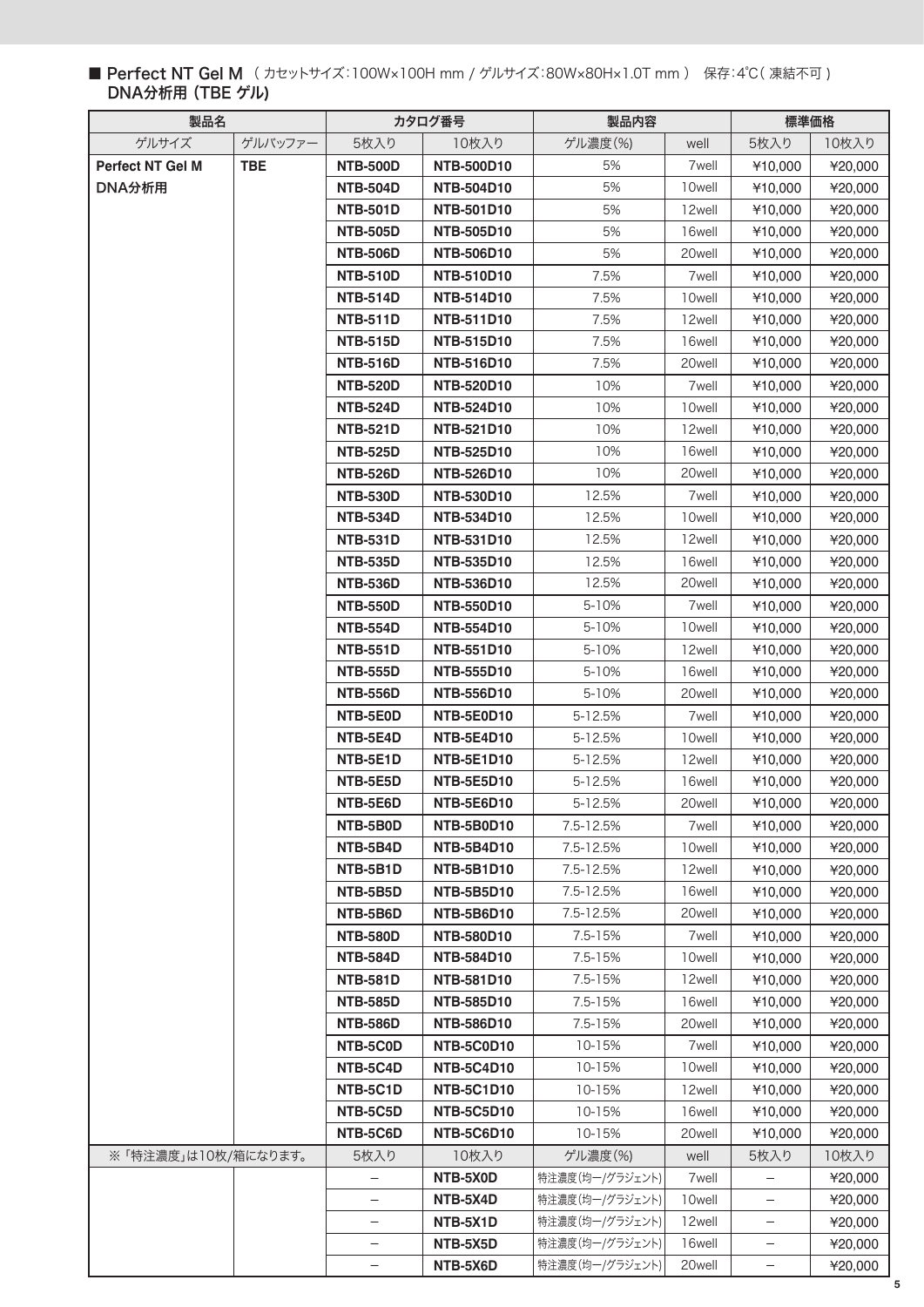■ **Perfect NT Gel M** （カセットサイズ：100W×100H mm / ゲルサイズ：80W×80H×1.0T mm） 保存：4℃（凍結不可）
**DNA分析用（TBE ゲル）**

| 製品名 | | カタログ番号 | | 製品内容 | | 標準価格 | |
|---|---|---|---|---|---|---|---|
| ゲルサイズ | ゲルバッファー | 5枚入り | 10枚入り | ゲル濃度(%) | well | 5枚入り | 10枚入り |
| **Perfect NT Gel M DNA分析用** | **TBE** | **NTB-500D** | **NTB-500D10** | 5% | 7well | ¥10,000 | ¥20,000 |
| | | **NTB-504D** | **NTB-504D10** | 5% | 10well | ¥10,000 | ¥20,000 |
| | | **NTB-501D** | **NTB-501D10** | 5% | 12well | ¥10,000 | ¥20,000 |
| | | **NTB-505D** | **NTB-505D10** | 5% | 16well | ¥10,000 | ¥20,000 |
| | | **NTB-506D** | **NTB-506D10** | 5% | 20well | ¥10,000 | ¥20,000 |
| | | **NTB-510D** | **NTB-510D10** | 7.5% | 7well | ¥10,000 | ¥20,000 |
| | | **NTB-514D** | **NTB-514D10** | 7.5% | 10well | ¥10,000 | ¥20,000 |
| | | **NTB-511D** | **NTB-511D10** | 7.5% | 12well | ¥10,000 | ¥20,000 |
| | | **NTB-515D** | **NTB-515D10** | 7.5% | 16well | ¥10,000 | ¥20,000 |
| | | **NTB-516D** | **NTB-516D10** | 7.5% | 20well | ¥10,000 | ¥20,000 |
| | | **NTB-520D** | **NTB-520D10** | 10% | 7well | ¥10,000 | ¥20,000 |
| | | **NTB-524D** | **NTB-524D10** | 10% | 10well | ¥10,000 | ¥20,000 |
| | | **NTB-521D** | **NTB-521D10** | 10% | 12well | ¥10,000 | ¥20,000 |
| | | **NTB-525D** | **NTB-525D10** | 10% | 16well | ¥10,000 | ¥20,000 |
| | | **NTB-526D** | **NTB-526D10** | 10% | 20well | ¥10,000 | ¥20,000 |
| | | **NTB-530D** | **NTB-530D10** | 12.5% | 7well | ¥10,000 | ¥20,000 |
| | | **NTB-534D** | **NTB-534D10** | 12.5% | 10well | ¥10,000 | ¥20,000 |
| | | **NTB-531D** | **NTB-531D10** | 12.5% | 12well | ¥10,000 | ¥20,000 |
| | | **NTB-535D** | **NTB-535D10** | 12.5% | 16well | ¥10,000 | ¥20,000 |
| | | **NTB-536D** | **NTB-536D10** | 12.5% | 20well | ¥10,000 | ¥20,000 |
| | | **NTB-550D** | **NTB-550D10** | 5-10% | 7well | ¥10,000 | ¥20,000 |
| | | **NTB-554D** | **NTB-554D10** | 5-10% | 10well | ¥10,000 | ¥20,000 |
| | | **NTB-551D** | **NTB-551D10** | 5-10% | 12well | ¥10,000 | ¥20,000 |
| | | **NTB-555D** | **NTB-555D10** | 5-10% | 16well | ¥10,000 | ¥20,000 |
| | | **NTB-556D** | **NTB-556D10** | 5-10% | 20well | ¥10,000 | ¥20,000 |
| | | **NTB-5E0D** | **NTB-5E0D10** | 5-12.5% | 7well | ¥10,000 | ¥20,000 |
| | | **NTB-5E4D** | **NTB-5E4D10** | 5-12.5% | 10well | ¥10,000 | ¥20,000 |
| | | **NTB-5E1D** | **NTB-5E1D10** | 5-12.5% | 12well | ¥10,000 | ¥20,000 |
| | | **NTB-5E5D** | **NTB-5E5D10** | 5-12.5% | 16well | ¥10,000 | ¥20,000 |
| | | **NTB-5E6D** | **NTB-5E6D10** | 5-12.5% | 20well | ¥10,000 | ¥20,000 |
| | | **NTB-5B0D** | **NTB-5B0D10** | 7.5-12.5% | 7well | ¥10,000 | ¥20,000 |
| | | **NTB-5B4D** | **NTB-5B4D10** | 7.5-12.5% | 10well | ¥10,000 | ¥20,000 |
| | | **NTB-5B1D** | **NTB-5B1D10** | 7.5-12.5% | 12well | ¥10,000 | ¥20,000 |
| | | **NTB-5B5D** | **NTB-5B5D10** | 7.5-12.5% | 16well | ¥10,000 | ¥20,000 |
| | | **NTB-5B6D** | **NTB-5B6D10** | 7.5-12.5% | 20well | ¥10,000 | ¥20,000 |
| | | **NTB-580D** | **NTB-580D10** | 7.5-15% | 7well | ¥10,000 | ¥20,000 |
| | | **NTB-584D** | **NTB-584D10** | 7.5-15% | 10well | ¥10,000 | ¥20,000 |
| | | **NTB-581D** | **NTB-581D10** | 7.5-15% | 12well | ¥10,000 | ¥20,000 |
| | | **NTB-585D** | **NTB-585D10** | 7.5-15% | 16well | ¥10,000 | ¥20,000 |
| | | **NTB-586D** | **NTB-586D10** | 7.5-15% | 20well | ¥10,000 | ¥20,000 |
| | | **NTB-5C0D** | **NTB-5C0D10** | 10-15% | 7well | ¥10,000 | ¥20,000 |
| | | **NTB-5C4D** | **NTB-5C4D10** | 10-15% | 10well | ¥10,000 | ¥20,000 |
| | | **NTB-5C1D** | **NTB-5C1D10** | 10-15% | 12well | ¥10,000 | ¥20,000 |
| | | **NTB-5C5D** | **NTB-5C5D10** | 10-15% | 16well | ¥10,000 | ¥20,000 |
| | | **NTB-5C6D** | **NTB-5C6D10** | 10-15% | 20well | ¥10,000 | ¥20,000 |
| ※「特注濃度」は10枚/箱になります。 | | 5枚入り | 10枚入り | ゲル濃度(%) | well | 5枚入り | 10枚入り |
| | | － | **NTB-5X0D** | 特注濃度(均一/グラジエント) | 7well | － | ¥20,000 |
| | | － | **NTB-5X4D** | 特注濃度(均一/グラジエント) | 10well | － | ¥20,000 |
| | | － | **NTB-5X1D** | 特注濃度(均一/グラジエント) | 12well | － | ¥20,000 |
| | | － | **NTB-5X5D** | 特注濃度(均一/グラジエント) | 16well | － | ¥20,000 |
| | | － | **NTB-5X6D** | 特注濃度(均一/グラジエント) | 20well | － | ¥20,000 |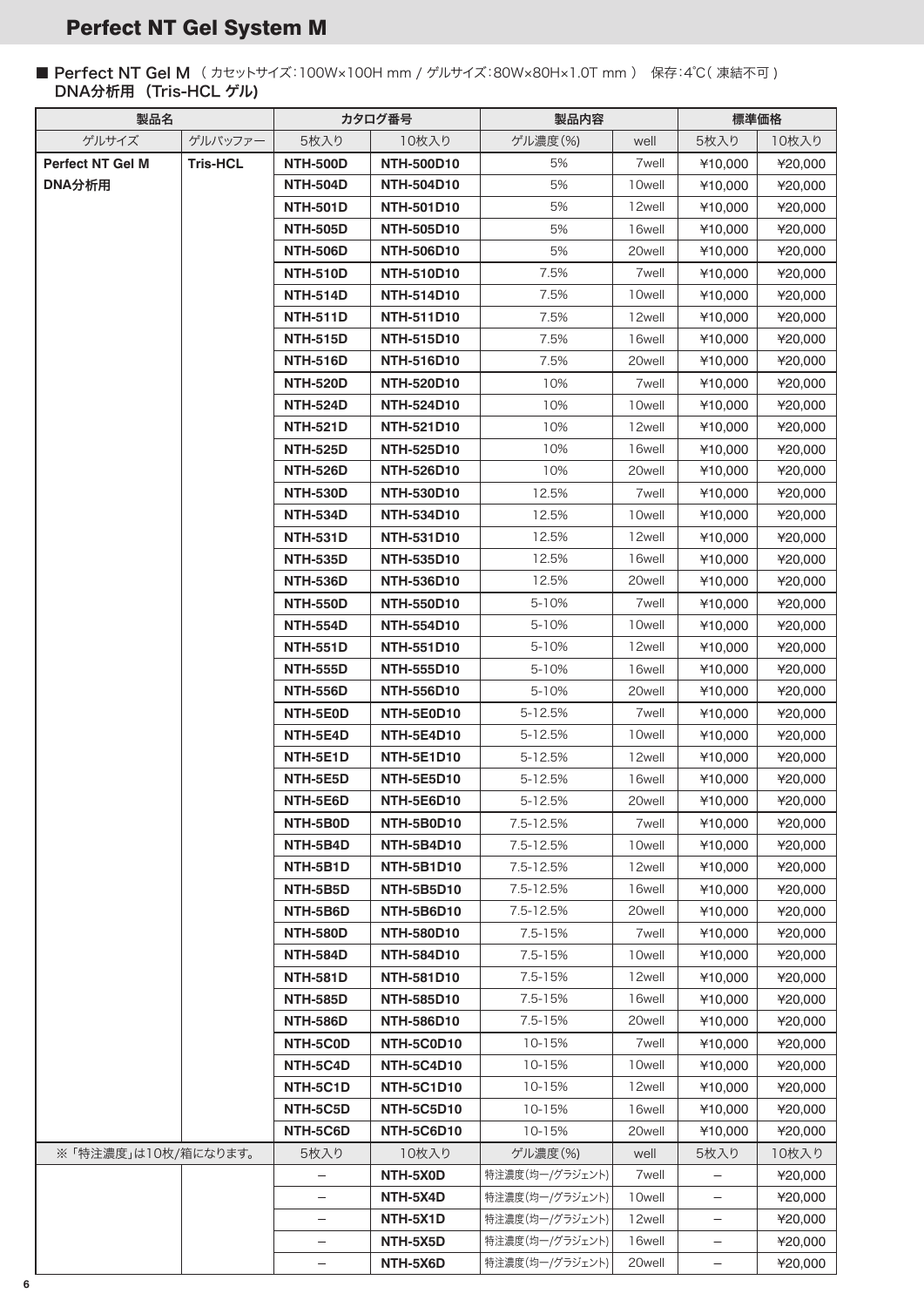# Perfect NT Gel System M

■ Perfect NT Gel M （カセットサイズ：100W×100H mm / ゲルサイズ：80W×80H×1.0T mm）　保存：4℃（凍結不可）
DNA分析用（Tris-HCL ゲル）

| 製品名 | | カタログ番号 | | 製品内容 | | 標準価格 | |
|---|---|---|---|---|---|---|---|
| ゲルサイズ | ゲルバッファー | 5枚入り | 10枚入り | ゲル濃度(%) | well | 5枚入り | 10枚入り |
| **Perfect NT Gel M DNA分析用** | **Tris-HCL** | **NTH-500D** | **NTH-500D10** | 5% | 7well | ¥10,000 | ¥20,000 |
| | | **NTH-504D** | **NTH-504D10** | 5% | 10well | ¥10,000 | ¥20,000 |
| | | **NTH-501D** | **NTH-501D10** | 5% | 12well | ¥10,000 | ¥20,000 |
| | | **NTH-505D** | **NTH-505D10** | 5% | 16well | ¥10,000 | ¥20,000 |
| | | **NTH-506D** | **NTH-506D10** | 5% | 20well | ¥10,000 | ¥20,000 |
| | | **NTH-510D** | **NTH-510D10** | 7.5% | 7well | ¥10,000 | ¥20,000 |
| | | **NTH-514D** | **NTH-514D10** | 7.5% | 10well | ¥10,000 | ¥20,000 |
| | | **NTH-511D** | **NTH-511D10** | 7.5% | 12well | ¥10,000 | ¥20,000 |
| | | **NTH-515D** | **NTH-515D10** | 7.5% | 16well | ¥10,000 | ¥20,000 |
| | | **NTH-516D** | **NTH-516D10** | 7.5% | 20well | ¥10,000 | ¥20,000 |
| | | **NTH-520D** | **NTH-520D10** | 10% | 7well | ¥10,000 | ¥20,000 |
| | | **NTH-524D** | **NTH-524D10** | 10% | 10well | ¥10,000 | ¥20,000 |
| | | **NTH-521D** | **NTH-521D10** | 10% | 12well | ¥10,000 | ¥20,000 |
| | | **NTH-525D** | **NTH-525D10** | 10% | 16well | ¥10,000 | ¥20,000 |
| | | **NTH-526D** | **NTH-526D10** | 10% | 20well | ¥10,000 | ¥20,000 |
| | | **NTH-530D** | **NTH-530D10** | 12.5% | 7well | ¥10,000 | ¥20,000 |
| | | **NTH-534D** | **NTH-534D10** | 12.5% | 10well | ¥10,000 | ¥20,000 |
| | | **NTH-531D** | **NTH-531D10** | 12.5% | 12well | ¥10,000 | ¥20,000 |
| | | **NTH-535D** | **NTH-535D10** | 12.5% | 16well | ¥10,000 | ¥20,000 |
| | | **NTH-536D** | **NTH-536D10** | 12.5% | 20well | ¥10,000 | ¥20,000 |
| | | **NTH-550D** | **NTH-550D10** | 5-10% | 7well | ¥10,000 | ¥20,000 |
| | | **NTH-554D** | **NTH-554D10** | 5-10% | 10well | ¥10,000 | ¥20,000 |
| | | **NTH-551D** | **NTH-551D10** | 5-10% | 12well | ¥10,000 | ¥20,000 |
| | | **NTH-555D** | **NTH-555D10** | 5-10% | 16well | ¥10,000 | ¥20,000 |
| | | **NTH-556D** | **NTH-556D10** | 5-10% | 20well | ¥10,000 | ¥20,000 |
| | | **NTH-5E0D** | **NTH-5E0D10** | 5-12.5% | 7well | ¥10,000 | ¥20,000 |
| | | **NTH-5E4D** | **NTH-5E4D10** | 5-12.5% | 10well | ¥10,000 | ¥20,000 |
| | | **NTH-5E1D** | **NTH-5E1D10** | 5-12.5% | 12well | ¥10,000 | ¥20,000 |
| | | **NTH-5E5D** | **NTH-5E5D10** | 5-12.5% | 16well | ¥10,000 | ¥20,000 |
| | | **NTH-5E6D** | **NTH-5E6D10** | 5-12.5% | 20well | ¥10,000 | ¥20,000 |
| | | **NTH-5B0D** | **NTH-5B0D10** | 7.5-12.5% | 7well | ¥10,000 | ¥20,000 |
| | | **NTH-5B4D** | **NTH-5B4D10** | 7.5-12.5% | 10well | ¥10,000 | ¥20,000 |
| | | **NTH-5B1D** | **NTH-5B1D10** | 7.5-12.5% | 12well | ¥10,000 | ¥20,000 |
| | | **NTH-5B5D** | **NTH-5B5D10** | 7.5-12.5% | 16well | ¥10,000 | ¥20,000 |
| | | **NTH-5B6D** | **NTH-5B6D10** | 7.5-12.5% | 20well | ¥10,000 | ¥20,000 |
| | | **NTH-580D** | **NTH-580D10** | 7.5-15% | 7well | ¥10,000 | ¥20,000 |
| | | **NTH-584D** | **NTH-584D10** | 7.5-15% | 10well | ¥10,000 | ¥20,000 |
| | | **NTH-581D** | **NTH-581D10** | 7.5-15% | 12well | ¥10,000 | ¥20,000 |
| | | **NTH-585D** | **NTH-585D10** | 7.5-15% | 16well | ¥10,000 | ¥20,000 |
| | | **NTH-586D** | **NTH-586D10** | 7.5-15% | 20well | ¥10,000 | ¥20,000 |
| | | **NTH-5C0D** | **NTH-5C0D10** | 10-15% | 7well | ¥10,000 | ¥20,000 |
| | | **NTH-5C4D** | **NTH-5C4D10** | 10-15% | 10well | ¥10,000 | ¥20,000 |
| | | **NTH-5C1D** | **NTH-5C1D10** | 10-15% | 12well | ¥10,000 | ¥20,000 |
| | | **NTH-5C5D** | **NTH-5C5D10** | 10-15% | 16well | ¥10,000 | ¥20,000 |
| | | **NTH-5C6D** | **NTH-5C6D10** | 10-15% | 20well | ¥10,000 | ¥20,000 |
| ※「特注濃度」は10枚/箱になります。 | | 5枚入り | 10枚入り | ゲル濃度(%) | well | 5枚入り | 10枚入り |
| | | – | **NTH-5X0D** | 特注濃度(均一/グラジェント) | 7well | – | ¥20,000 |
| | | – | **NTH-5X4D** | 特注濃度(均一/グラジェント) | 10well | – | ¥20,000 |
| | | – | **NTH-5X1D** | 特注濃度(均一/グラジェント) | 12well | – | ¥20,000 |
| | | – | **NTH-5X5D** | 特注濃度(均一/グラジェント) | 16well | – | ¥20,000 |
| | | – | **NTH-5X6D** | 特注濃度(均一/グラジェント) | 20well | – | ¥20,000 |